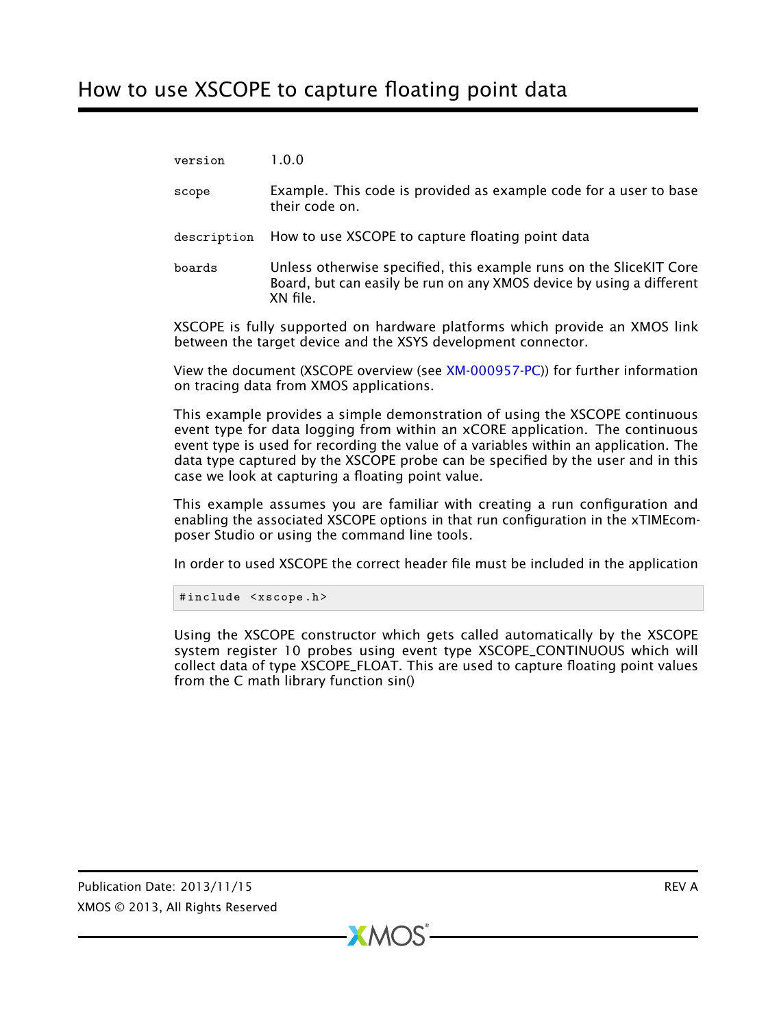# How to use XSCOPE to capture floating point data

| | |
|---|---|
| version | 1.0.0 |
| scope | Example. This code is provided as example code for a user to base their code on. |
| description | How to use XSCOPE to capture floating point data |
| boards | Unless otherwise specified, this example runs on the SliceKIT Core Board, but can easily be run on any XMOS device by using a different XN file. |

XSCOPE is fully supported on hardware platforms which provide an XMOS link between the target device and the XSYS development connector.

View the document (XSCOPE overview (see XM-000957-PC)) for further information on tracing data from XMOS applications.

This example provides a simple demonstration of using the XSCOPE continuous event type for data logging from within an xCORE application. The continuous event type is used for recording the value of a variables within an application. The data type captured by the XSCOPE probe can be specified by the user and in this case we look at capturing a floating point value.

This example assumes you are familiar with creating a run configuration and enabling the associated XSCOPE options in that run configuration in the xTIMEcomposer Studio or using the command line tools.

In order to used XSCOPE the correct header file must be included in the application

```
#include <xscope.h>
```

Using the XSCOPE constructor which gets called automatically by the XSCOPE system register 10 probes using event type XSCOPE_CONTINUOUS which will collect data of type XSCOPE_FLOAT. This are used to capture floating point values from the C math library function sin()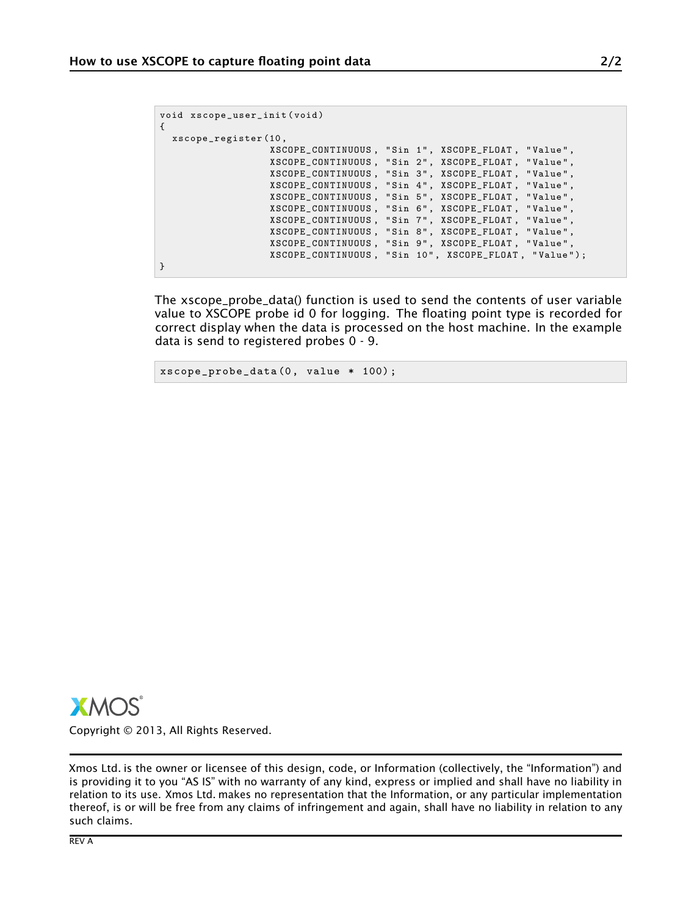```
void xscope_user_init(void)
{
  xscope_register(10,
                  XSCOPE_CONTINUOUS, "Sin 1", XSCOPE_FLOAT, "Value",
                  XSCOPE_CONTINUOUS, "Sin 2", XSCOPE_FLOAT, "Value",
                  XSCOPE_CONTINUOUS, "Sin 3", XSCOPE_FLOAT, "Value",
                  XSCOPE_CONTINUOUS, "Sin 4", XSCOPE_FLOAT, "Value",
                  XSCOPE_CONTINUOUS, "Sin 5", XSCOPE_FLOAT, "Value",
                  XSCOPE_CONTINUOUS, "Sin 6", XSCOPE_FLOAT, "Value",
                  XSCOPE_CONTINUOUS, "Sin 7", XSCOPE_FLOAT, "Value",
                  XSCOPE_CONTINUOUS, "Sin 8", XSCOPE_FLOAT, "Value",
                  XSCOPE_CONTINUOUS, "Sin 9", XSCOPE_FLOAT, "Value",
                  XSCOPE_CONTINUOUS, "Sin 10", XSCOPE_FLOAT, "Value");
}
```

The xscope_probe_data() function is used to send the contents of user variable value to XSCOPE probe id 0 for logging. The floating point type is recorded for correct display when the data is processed on the host machine. In the example data is send to registered probes 0 - 9.

```
xscope_probe_data(0, value * 100);
```

XMOS®

Copyright © 2013, All Rights Reserved.

Xmos Ltd. is the owner or licensee of this design, code, or Information (collectively, the "Information") and is providing it to you "AS IS" with no warranty of any kind, express or implied and shall have no liability in relation to its use. Xmos Ltd. makes no representation that the Information, or any particular implementation thereof, is or will be free from any claims of infringement and again, shall have no liability in relation to any such claims.

REV A